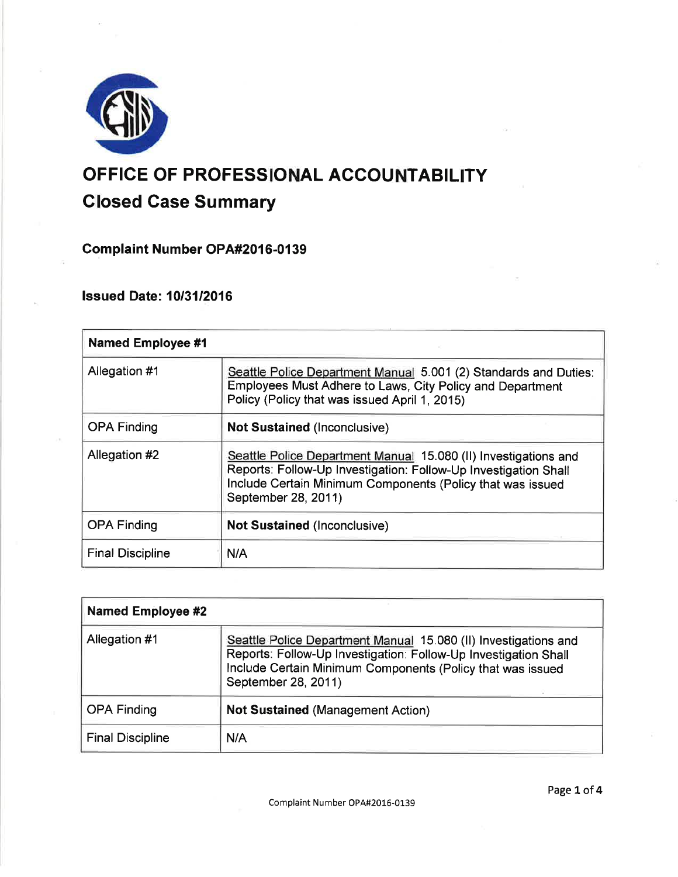# OFFICE OF PROFESSIONAL ACCOUNTABILITY

## Closed Case Summary

### Complaint Number OPA#2016-0139

### Issued Date: 10/31/2016

| **Named Employee #1** | |
|---|---|
| Allegation #1 | Seattle Police Department Manual 5.001 (2) Standards and Duties: Employees Must Adhere to Laws, City Policy and Department Policy (Policy that was issued April 1, 2015) |
| OPA Finding | **Not Sustained** (Inconclusive) |
| Allegation #2 | Seattle Police Department Manual 15.080 (II) Investigations and Reports: Follow-Up Investigation: Follow-Up Investigation Shall Include Certain Minimum Components (Policy that was issued September 28, 2011) |
| OPA Finding | **Not Sustained** (Inconclusive) |
| Final Discipline | N/A |

| **Named Employee #2** | |
|---|---|
| Allegation #1 | Seattle Police Department Manual 15.080 (II) Investigations and Reports: Follow-Up Investigation: Follow-Up Investigation Shall Include Certain Minimum Components (Policy that was issued September 28, 2011) |
| OPA Finding | **Not Sustained** (Management Action) |
| Final Discipline | N/A |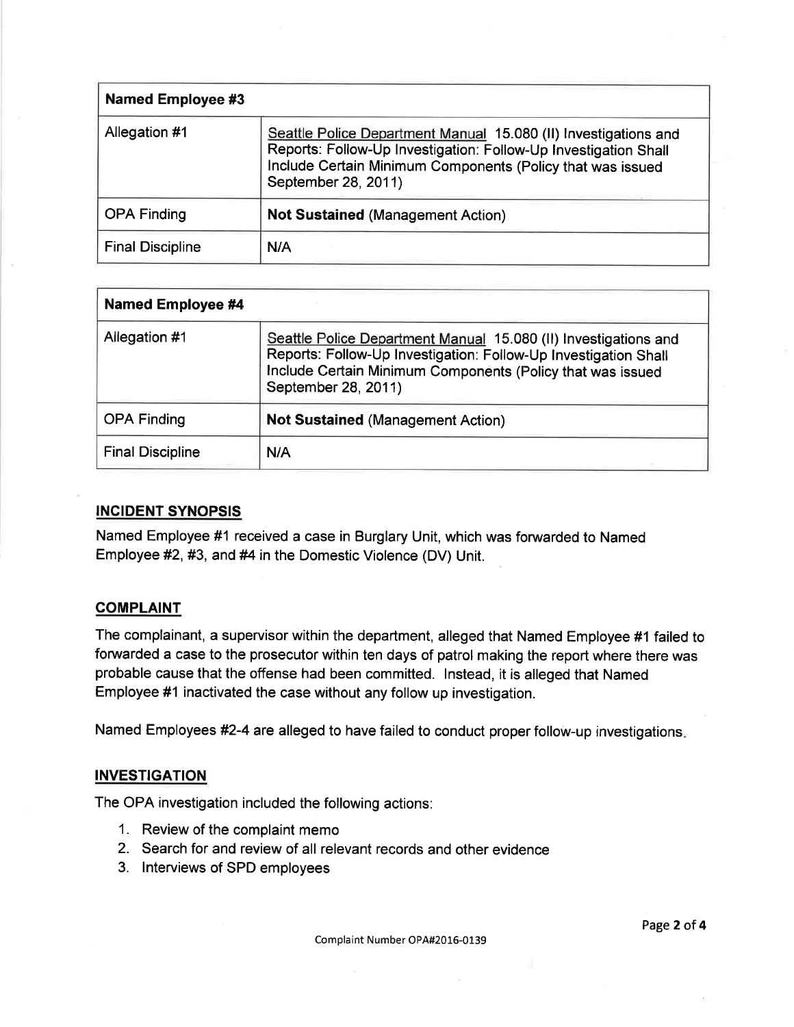| Named Employee #3 | |
|---|---|
| Allegation #1 | Seattle Police Department Manual 15.080 (II) Investigations and Reports: Follow-Up Investigation: Follow-Up Investigation Shall Include Certain Minimum Components (Policy that was issued September 28, 2011) |
| OPA Finding | **Not Sustained** (Management Action) |
| Final Discipline | N/A |

| Named Employee #4 | |
|---|---|
| Allegation #1 | Seattle Police Department Manual 15.080 (II) Investigations and Reports: Follow-Up Investigation: Follow-Up Investigation Shall Include Certain Minimum Components (Policy that was issued September 28, 2011) |
| OPA Finding | **Not Sustained** (Management Action) |
| Final Discipline | N/A |

## INCIDENT SYNOPSIS

Named Employee #1 received a case in Burglary Unit, which was forwarded to Named Employee #2, #3, and #4 in the Domestic Violence (DV) Unit.

## COMPLAINT

The complainant, a supervisor within the department, alleged that Named Employee #1 failed to forwarded a case to the prosecutor within ten days of patrol making the report where there was probable cause that the offense had been committed. Instead, it is alleged that Named Employee #1 inactivated the case without any follow up investigation.

Named Employees #2-4 are alleged to have failed to conduct proper follow-up investigations.

## INVESTIGATION

The OPA investigation included the following actions:

1. Review of the complaint memo
2. Search for and review of all relevant records and other evidence
3. Interviews of SPD employees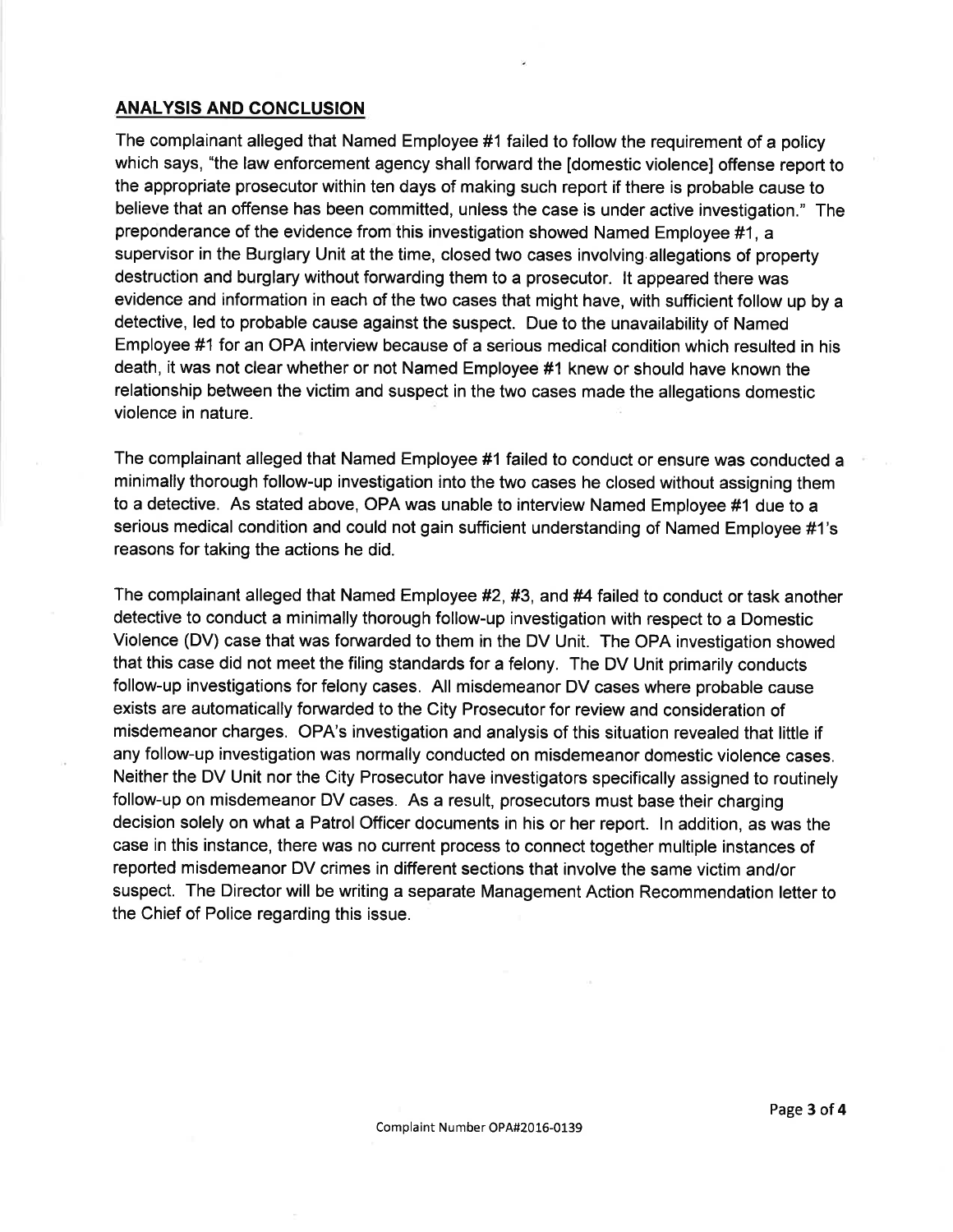## ANALYSIS AND CONCLUSION

The complainant alleged that Named Employee #1 failed to follow the requirement of a policy which says, "the law enforcement agency shall forward the [domestic violence] offense report to the appropriate prosecutor within ten days of making such report if there is probable cause to believe that an offense has been committed, unless the case is under active investigation." The preponderance of the evidence from this investigation showed Named Employee #1, a supervisor in the Burglary Unit at the time, closed two cases involving allegations of property destruction and burglary without forwarding them to a prosecutor. It appeared there was evidence and information in each of the two cases that might have, with sufficient follow up by a detective, led to probable cause against the suspect. Due to the unavailability of Named Employee #1 for an OPA interview because of a serious medical condition which resulted in his death, it was not clear whether or not Named Employee #1 knew or should have known the relationship between the victim and suspect in the two cases made the allegations domestic violence in nature.

The complainant alleged that Named Employee #1 failed to conduct or ensure was conducted a minimally thorough follow-up investigation into the two cases he closed without assigning them to a detective. As stated above, OPA was unable to interview Named Employee #1 due to a serious medical condition and could not gain sufficient understanding of Named Employee #1's reasons for taking the actions he did.

The complainant alleged that Named Employee #2, #3, and #4 failed to conduct or task another detective to conduct a minimally thorough follow-up investigation with respect to a Domestic Violence (DV) case that was forwarded to them in the DV Unit. The OPA investigation showed that this case did not meet the filing standards for a felony. The DV Unit primarily conducts follow-up investigations for felony cases. All misdemeanor DV cases where probable cause exists are automatically forwarded to the City Prosecutor for review and consideration of misdemeanor charges. OPA's investigation and analysis of this situation revealed that little if any follow-up investigation was normally conducted on misdemeanor domestic violence cases. Neither the DV Unit nor the City Prosecutor have investigators specifically assigned to routinely follow-up on misdemeanor DV cases. As a result, prosecutors must base their charging decision solely on what a Patrol Officer documents in his or her report. In addition, as was the case in this instance, there was no current process to connect together multiple instances of reported misdemeanor DV crimes in different sections that involve the same victim and/or suspect. The Director will be writing a separate Management Action Recommendation letter to the Chief of Police regarding this issue.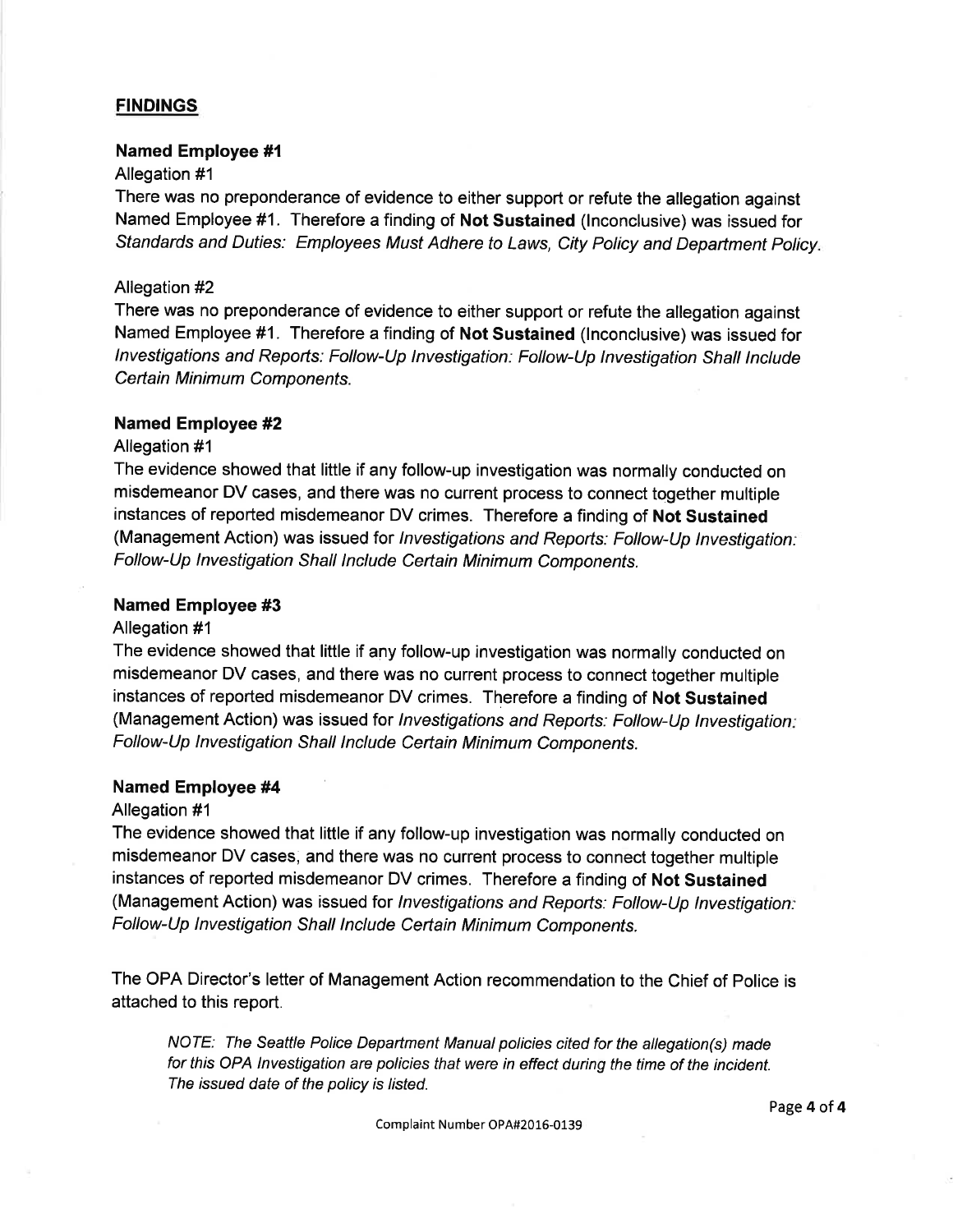## FINDINGS

### Named Employee #1

Allegation #1

There was no preponderance of evidence to either support or refute the allegation against Named Employee #1. Therefore a finding of **Not Sustained** (Inconclusive) was issued for *Standards and Duties: Employees Must Adhere to Laws, City Policy and Department Policy.*

Allegation #2

There was no preponderance of evidence to either support or refute the allegation against Named Employee #1. Therefore a finding of **Not Sustained** (Inconclusive) was issued for *Investigations and Reports: Follow-Up Investigation: Follow-Up Investigation Shall Include Certain Minimum Components.*

### Named Employee #2

Allegation #1

The evidence showed that little if any follow-up investigation was normally conducted on misdemeanor DV cases, and there was no current process to connect together multiple instances of reported misdemeanor DV crimes. Therefore a finding of **Not Sustained** (Management Action) was issued for *Investigations and Reports: Follow-Up Investigation: Follow-Up Investigation Shall Include Certain Minimum Components.*

### Named Employee #3

Allegation #1

The evidence showed that little if any follow-up investigation was normally conducted on misdemeanor DV cases, and there was no current process to connect together multiple instances of reported misdemeanor DV crimes. Therefore a finding of **Not Sustained** (Management Action) was issued for *Investigations and Reports: Follow-Up Investigation: Follow-Up Investigation Shall Include Certain Minimum Components.*

### Named Employee #4

Allegation #1

The evidence showed that little if any follow-up investigation was normally conducted on misdemeanor DV cases, and there was no current process to connect together multiple instances of reported misdemeanor DV crimes. Therefore a finding of **Not Sustained** (Management Action) was issued for *Investigations and Reports: Follow-Up Investigation: Follow-Up Investigation Shall Include Certain Minimum Components.*

The OPA Director's letter of Management Action recommendation to the Chief of Police is attached to this report.

> *NOTE: The Seattle Police Department Manual policies cited for the allegation(s) made for this OPA Investigation are policies that were in effect during the time of the incident. The issued date of the policy is listed.*

Complaint Number OPA#2016-0139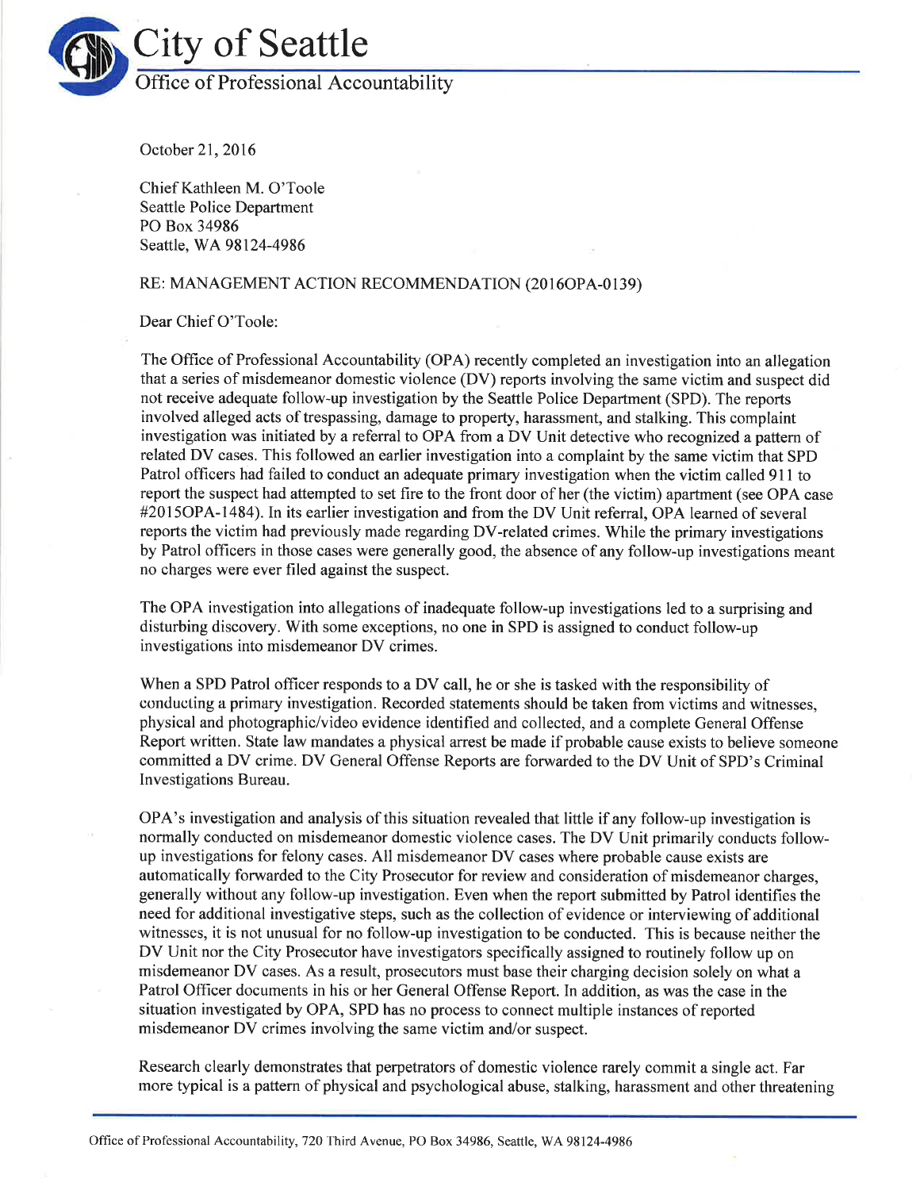# City of Seattle

## Office of Professional Accountability

October 21, 2016

Chief Kathleen M. O'Toole
Seattle Police Department
PO Box 34986
Seattle, WA 98124-4986

RE: MANAGEMENT ACTION RECOMMENDATION (2016OPA-0139)

Dear Chief O'Toole:

The Office of Professional Accountability (OPA) recently completed an investigation into an allegation that a series of misdemeanor domestic violence (DV) reports involving the same victim and suspect did not receive adequate follow-up investigation by the Seattle Police Department (SPD). The reports involved alleged acts of trespassing, damage to property, harassment, and stalking. This complaint investigation was initiated by a referral to OPA from a DV Unit detective who recognized a pattern of related DV cases. This followed an earlier investigation into a complaint by the same victim that SPD Patrol officers had failed to conduct an adequate primary investigation when the victim called 911 to report the suspect had attempted to set fire to the front door of her (the victim) apartment (see OPA case #2015OPA-1484). In its earlier investigation and from the DV Unit referral, OPA learned of several reports the victim had previously made regarding DV-related crimes. While the primary investigations by Patrol officers in those cases were generally good, the absence of any follow-up investigations meant no charges were ever filed against the suspect.

The OPA investigation into allegations of inadequate follow-up investigations led to a surprising and disturbing discovery. With some exceptions, no one in SPD is assigned to conduct follow-up investigations into misdemeanor DV crimes.

When a SPD Patrol officer responds to a DV call, he or she is tasked with the responsibility of conducting a primary investigation. Recorded statements should be taken from victims and witnesses, physical and photographic/video evidence identified and collected, and a complete General Offense Report written. State law mandates a physical arrest be made if probable cause exists to believe someone committed a DV crime. DV General Offense Reports are forwarded to the DV Unit of SPD's Criminal Investigations Bureau.

OPA's investigation and analysis of this situation revealed that little if any follow-up investigation is normally conducted on misdemeanor domestic violence cases. The DV Unit primarily conducts follow-up investigations for felony cases. All misdemeanor DV cases where probable cause exists are automatically forwarded to the City Prosecutor for review and consideration of misdemeanor charges, generally without any follow-up investigation. Even when the report submitted by Patrol identifies the need for additional investigative steps, such as the collection of evidence or interviewing of additional witnesses, it is not unusual for no follow-up investigation to be conducted. This is because neither the DV Unit nor the City Prosecutor have investigators specifically assigned to routinely follow up on misdemeanor DV cases. As a result, prosecutors must base their charging decision solely on what a Patrol Officer documents in his or her General Offense Report. In addition, as was the case in the situation investigated by OPA, SPD has no process to connect multiple instances of reported misdemeanor DV crimes involving the same victim and/or suspect.

Research clearly demonstrates that perpetrators of domestic violence rarely commit a single act. Far more typical is a pattern of physical and psychological abuse, stalking, harassment and other threatening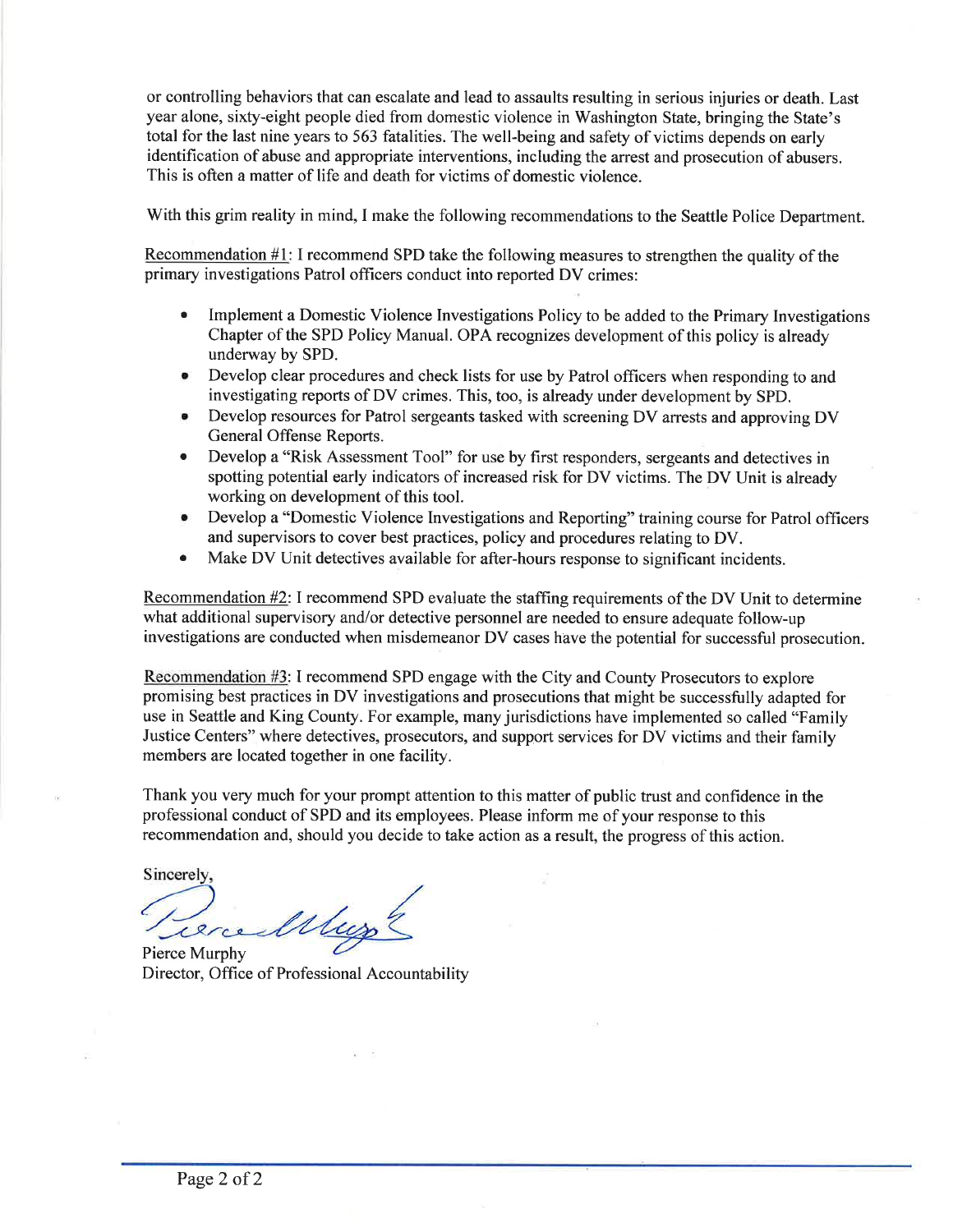or controlling behaviors that can escalate and lead to assaults resulting in serious injuries or death. Last year alone, sixty-eight people died from domestic violence in Washington State, bringing the State's total for the last nine years to 563 fatalities. The well-being and safety of victims depends on early identification of abuse and appropriate interventions, including the arrest and prosecution of abusers. This is often a matter of life and death for victims of domestic violence.

With this grim reality in mind, I make the following recommendations to the Seattle Police Department.

Recommendation #1: I recommend SPD take the following measures to strengthen the quality of the primary investigations Patrol officers conduct into reported DV crimes:

- Implement a Domestic Violence Investigations Policy to be added to the Primary Investigations Chapter of the SPD Policy Manual. OPA recognizes development of this policy is already underway by SPD.
- Develop clear procedures and check lists for use by Patrol officers when responding to and investigating reports of DV crimes. This, too, is already under development by SPD.
- Develop resources for Patrol sergeants tasked with screening DV arrests and approving DV General Offense Reports.
- Develop a "Risk Assessment Tool" for use by first responders, sergeants and detectives in spotting potential early indicators of increased risk for DV victims. The DV Unit is already working on development of this tool.
- Develop a "Domestic Violence Investigations and Reporting" training course for Patrol officers and supervisors to cover best practices, policy and procedures relating to DV.
- Make DV Unit detectives available for after-hours response to significant incidents.

Recommendation #2: I recommend SPD evaluate the staffing requirements of the DV Unit to determine what additional supervisory and/or detective personnel are needed to ensure adequate follow-up investigations are conducted when misdemeanor DV cases have the potential for successful prosecution.

Recommendation #3: I recommend SPD engage with the City and County Prosecutors to explore promising best practices in DV investigations and prosecutions that might be successfully adapted for use in Seattle and King County. For example, many jurisdictions have implemented so called "Family Justice Centers" where detectives, prosecutors, and support services for DV victims and their family members are located together in one facility.

Thank you very much for your prompt attention to this matter of public trust and confidence in the professional conduct of SPD and its employees. Please inform me of your response to this recommendation and, should you decide to take action as a result, the progress of this action.

Sincerely,

Pierce Murphy
Director, Office of Professional Accountability